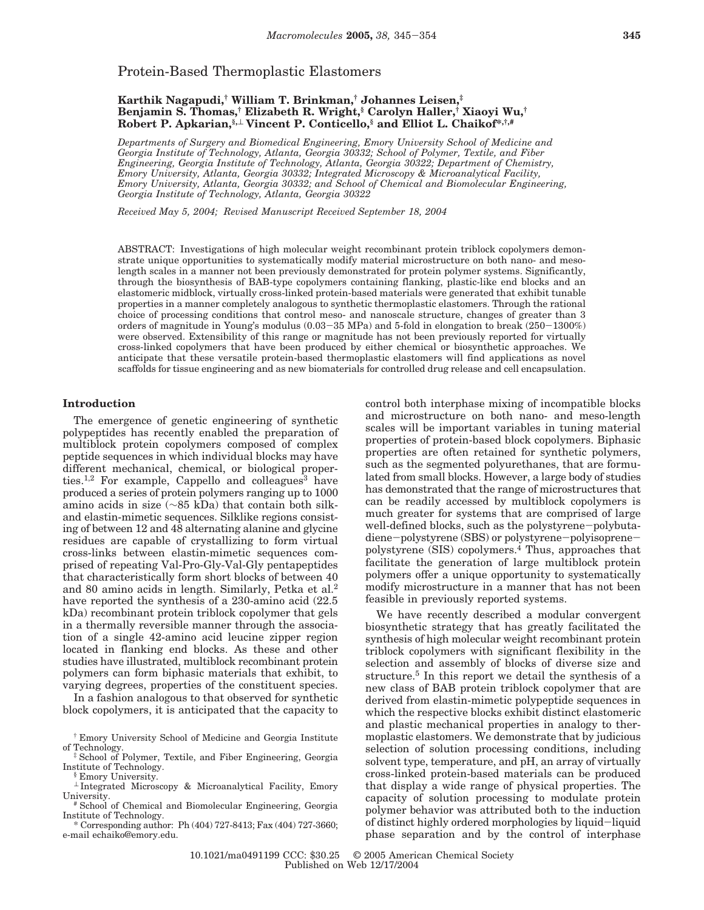# Protein-Based Thermoplastic Elastomers

**Karthik Nagapudi,[†] William T. Brinkman,[†] Johannes Leisen,[‡] Benjamin S. Thomas,[†] Elizabeth R. Wright,[§] Carolyn Haller,[†] Xiaoyi Wu,[†] Robert P. Apkarian,[§,⊥] Vincent P. Conticello,[§] and Elliot L. Chaikof*[,†,#]**

*Departments of Surgery and Biomedical Engineering, Emory University School of Medicine and Georgia Institute of Technology, Atlanta, Georgia 30332; School of Polymer, Textile, and Fiber Engineering, Georgia Institute of Technology, Atlanta, Georgia 30322; Department of Chemistry, Emory University, Atlanta, Georgia 30332; Integrated Microscopy & Microanalytical Facility, Emory University, Atlanta, Georgia 30332; and School of Chemical and Biomolecular Engineering, Georgia Institute of Technology, Atlanta, Georgia 30322*

*Received May 5, 2004; Revised Manuscript Received September 18, 2004*

ABSTRACT: Investigations of high molecular weight recombinant protein triblock copolymers demonstrate unique opportunities to systematically modify material microstructure on both nano- and meso-length scales in a manner not been previously demonstrated for protein polymer systems. Significantly, through the biosynthesis of BAB-type copolymers containing flanking, plastic-like end blocks and an elastomeric midblock, virtually cross-linked protein-based materials were generated that exhibit tunable properties in a manner completely analogous to synthetic thermoplastic elastomers. Through the rational choice of processing conditions that control meso- and nanoscale structure, changes of greater than 3 orders of magnitude in Young's modulus (0.03−35 MPa) and 5-fold in elongation to break (250−1300%) were observed. Extensibility of this range or magnitude has not been previously reported for virtually cross-linked copolymers that have been produced by either chemical or biosynthetic approaches. We anticipate that these versatile protein-based thermoplastic elastomers will find applications as novel scaffolds for tissue engineering and as new biomaterials for controlled drug release and cell encapsulation.

## Introduction

The emergence of genetic engineering of synthetic polypeptides has recently enabled the preparation of multiblock protein copolymers composed of complex peptide sequences in which individual blocks may have different mechanical, chemical, or biological properties.[1,2] For example, Cappello and colleagues[3] have produced a series of protein polymers ranging up to 1000 amino acids in size (~85 kDa) that contain both silk- and elastin-mimetic sequences. Silklike regions consisting of between 12 and 48 alternating alanine and glycine residues are capable of crystallizing to form virtual cross-links between elastin-mimetic sequences comprised of repeating Val-Pro-Gly-Val-Gly pentapeptides that characteristically form short blocks of between 40 and 80 amino acids in length. Similarly, Petka et al.[2] have reported the synthesis of a 230-amino acid (22.5 kDa) recombinant protein triblock copolymer that gels in a thermally reversible manner through the association of a single 42-amino acid leucine zipper region located in flanking end blocks. As these and other studies have illustrated, multiblock recombinant protein polymers can form biphasic materials that exhibit, to varying degrees, properties of the constituent species.

In a fashion analogous to that observed for synthetic block copolymers, it is anticipated that the capacity to control both interphase mixing of incompatible blocks and microstructure on both nano- and meso-length scales will be important variables in tuning material properties of protein-based block copolymers. Biphasic properties are often retained for synthetic polymers, such as the segmented polyurethanes, that are formulated from small blocks. However, a large body of studies has demonstrated that the range of microstructures that can be readily accessed by multiblock copolymers is much greater for systems that are comprised of large well-defined blocks, such as the polystyrene−polybutadiene−polystyrene (SBS) or polystyrene−polyisoprene−polystyrene (SIS) copolymers.[4] Thus, approaches that facilitate the generation of large multiblock protein polymers offer a unique opportunity to systematically modify microstructure in a manner that has not been feasible in previously reported systems.

We have recently described a modular convergent biosynthetic strategy that has greatly facilitated the synthesis of high molecular weight recombinant protein triblock copolymers with significant flexibility in the selection and assembly of blocks of diverse size and structure.[5] In this report we detail the synthesis of a new class of BAB protein triblock copolymer that are derived from elastin-mimetic polypeptide sequences in which the respective blocks exhibit distinct elastomeric and plastic mechanical properties in analogy to thermoplastic elastomers. We demonstrate that by judicious selection of solution processing conditions, including solvent type, temperature, and pH, an array of virtually cross-linked protein-based materials can be produced that display a wide range of physical properties. The capacity of solution processing to modulate protein polymer behavior was attributed both to the induction of distinct highly ordered morphologies by liquid−liquid phase separation and by the control of interphase

[†] Emory University School of Medicine and Georgia Institute of Technology.
[‡] School of Polymer, Textile, and Fiber Engineering, Georgia Institute of Technology.
[§] Emory University.
[⊥] Integrated Microscopy & Microanalytical Facility, Emory University.
[#] School of Chemical and Biomolecular Engineering, Georgia Institute of Technology.
* Corresponding author: Ph (404) 727-8413; Fax (404) 727-3660; e-mail echaiko@emory.edu.

10.1021/ma0491199 CCC: $30.25 © 2005 American Chemical Society
Published on Web 12/17/2004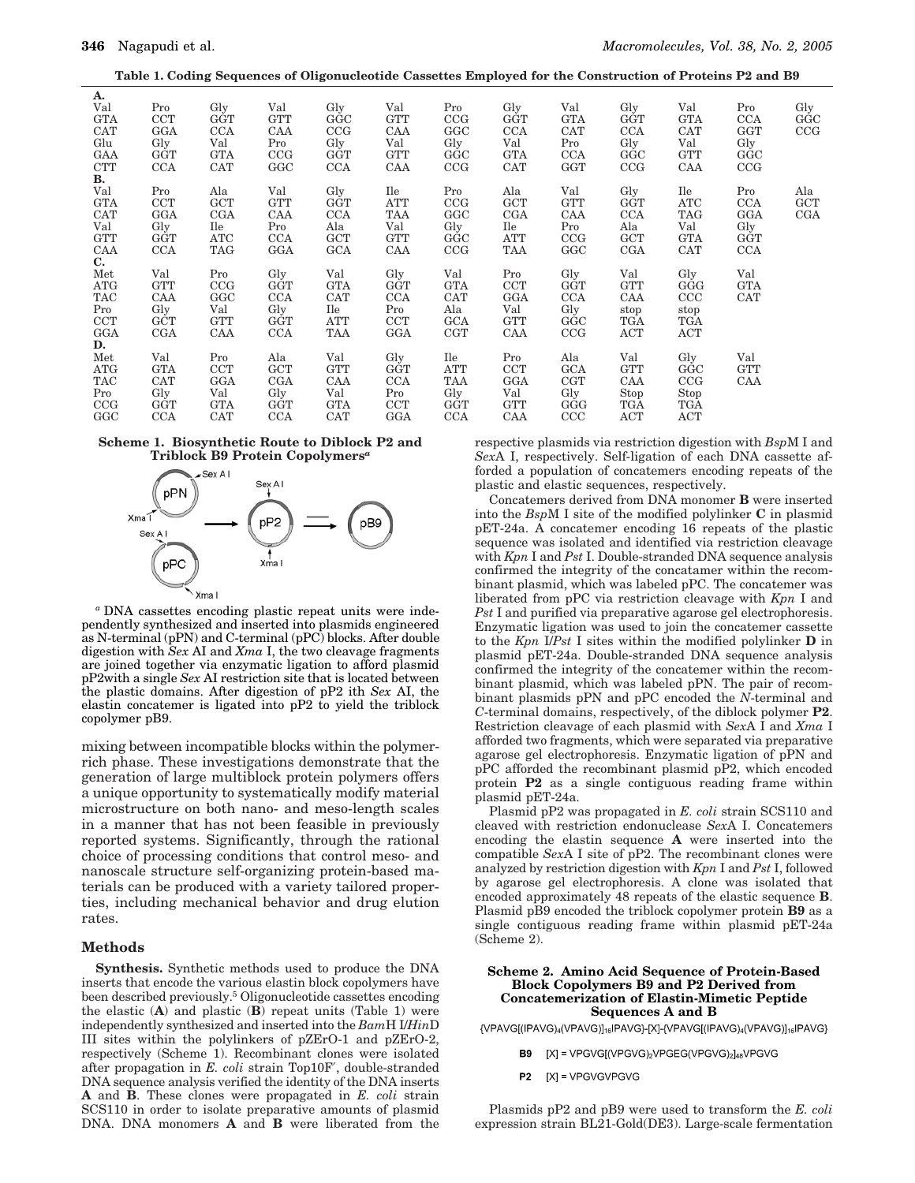**Table 1. Coding Sequences of Oligonucleotide Cassettes Employed for the Construction of Proteins P2 and B9**

| | | | | | | | | | | | | |
|---|---|---|---|---|---|---|---|---|---|---|---|---|
| **A.** | | | | | | | | | | | | |
| Val | Pro | Gly | Val | Gly | Val | Pro | Gly | Val | Gly | Val | Pro | Gly |
| GTA | CCT | GGT | GTT | GGC | GTT | CCG | GGT | GTA | GGT | GTA | CCA | GGC |
| CAT | GGA | CCA | CAA | CCG | CAA | GGC | CCA | CAT | CCA | CAT | GGT | CCG |
| Glu | Gly | Val | Pro | Gly | Val | Gly | Val | Pro | Gly | Val | Gly | |
| GAA | GGT | GTA | CCG | GGT | GTT | GGC | GTA | CCA | GGC | GTT | GGC | |
| CTT | CCA | CAT | GGC | CCA | CAA | CCG | CAT | GGT | CCG | CAA | CCG | |
| **B.** | | | | | | | | | | | | |
| Val | Pro | Ala | Val | Gly | Ile | Pro | Ala | Val | Gly | Ile | Pro | Ala |
| GTA | CCT | GCT | GTT | GGT | ATT | CCG | GCT | GTT | GGT | ATC | CCA | GCT |
| CAT | GGA | CGA | CAA | CCA | TAA | GGC | CGA | CAA | CCA | TAG | GGA | CGA |
| Val | Gly | Ile | Pro | Ala | Val | Gly | Ile | Pro | Ala | Val | Gly | |
| GTT | GGT | ATC | CCA | GCT | GTT | GGC | ATT | CCG | GCT | GTA | GGT | |
| CAA | CCA | TAG | GGA | CGA | CAA | CCG | TAA | GGC | CGA | CAT | CCA | |
| **C.** | | | | | | | | | | | | |
| Met | Val | Pro | Gly | Val | Gly | Val | Pro | Gly | Val | Gly | Val | |
| ATG | GTT | CCG | GGT | GTA | GGT | GTA | CCT | GGT | GTT | GGG | GTA | |
| TAC | CAA | GGC | CCA | CAT | CCA | CAT | GGA | CCA | CAA | CCC | CAT | |
| Pro | Gly | Val | Gly | Ile | Pro | Ala | Val | Gly | stop | stop | | |
| CCT | GCT | GTT | GGT | ATT | CCT | GCA | GTT | GGC | TGA | TGA | | |
| GGA | CGA | CAA | CCA | TAA | GGA | CGT | CAA | CCG | ACT | ACT | | |
| **D.** | | | | | | | | | | | | |
| Met | Val | Pro | Ala | Val | Gly | Ile | Pro | Ala | Val | Gly | Val | |
| ATG | GTA | CCT | GCT | GTT | GGT | ATT | CCT | GCA | GTT | GGC | GTT | |
| TAC | CAT | GGA | CGA | CAA | CCA | TAA | GGA | CGT | CAA | CCG | CAA | |
| Pro | Gly | Val | Gly | Val | Pro | Gly | Val | Gly | Stop | Stop | | |
| CCG | GGT | GTA | GGT | GTA | CCT | GGT | GTT | GGG | TGA | TGA | | |
| GGC | CCA | CAT | CCA | CAT | GGA | CCA | CAA | CCC | ACT | ACT | | |

**Scheme 1. Biosynthetic Route to Diblock P2 and Triblock B9 Protein Copolymers**[a]

[a] DNA cassettes encoding plastic repeat units were independently synthesized and inserted into plasmids engineered as N-terminal (pPN) and C-terminal (pPC) blocks. After double digestion with *Sex* AI and *Xma* I, the two cleavage fragments are joined together via enzymatic ligation to afford plasmid pP2with a single *Sex* AI restriction site that is located between the plastic domains. After digestion of pP2 ith *Sex* AI, the elastin concatemer is ligated into pP2 to yield the triblock copolymer pB9.

mixing between incompatible blocks within the polymer-rich phase. These investigations demonstrate that the generation of large multiblock protein polymers offers a unique opportunity to systematically modify material microstructure on both nano- and meso-length scales in a manner that has not been feasible in previously reported systems. Significantly, through the rational choice of processing conditions that control meso- and nanoscale structure self-organizing protein-based materials can be produced with a variety tailored properties, including mechanical behavior and drug elution rates.

## Methods

**Synthesis.** Synthetic methods used to produce the DNA inserts that encode the various elastin block copolymers have been described previously.[5] Oligonucleotide cassettes encoding the elastic (**A**) and plastic (**B**) repeat units (Table 1) were independently synthesized and inserted into the *Bam*H I/*Hin*D III sites within the polylinkers of pZErO-1 and pZErO-2, respectively (Scheme 1). Recombinant clones were isolated after propagation in *E. coli* strain Top10F′, double-stranded DNA sequence analysis verified the identity of the DNA inserts **A** and **B**. These clones were propagated in *E. coli* strain SCS110 in order to isolate preparative amounts of plasmid DNA. DNA monomers **A** and **B** were liberated from the respective plasmids via restriction digestion with *Bsp*M I and *Sex*A I, respectively. Self-ligation of each DNA cassette afforded a population of concatemers encoding repeats of the plastic and elastic sequences, respectively.

Concatemers derived from DNA monomer **B** were inserted into the *Bsp*M I site of the modified polylinker **C** in plasmid pET-24a. A concatemer encoding 16 repeats of the plastic sequence was isolated and identified via restriction cleavage with *Kpn* I and *Pst* I. Double-stranded DNA sequence analysis confirmed the integrity of the concatamer within the recombinant plasmid, which was labeled pPC. The concatemer was liberated from pPC via restriction cleavage with *Kpn* I and *Pst* I and purified via preparative agarose gel electrophoresis. Enzymatic ligation was used to join the concatemer cassette to the *Kpn* I/*Pst* I sites within the modified polylinker **D** in plasmid pET-24a. Double-stranded DNA sequence analysis confirmed the integrity of the concatemer within the recombinant plasmid, which was labeled pPN. The pair of recombinant plasmids pPN and pPC encoded the *N*-terminal and *C*-terminal domains, respectively, of the diblock polymer **P2**. Restriction cleavage of each plasmid with *Sex*A I and *Xma* I afforded two fragments, which were separated via preparative agarose gel electrophoresis. Enzymatic ligation of pPN and pPC afforded the recombinant plasmid pP2, which encoded protein **P2** as a single contiguous reading frame within plasmid pET-24a.

Plasmid pP2 was propagated in *E. coli* strain SCS110 and cleaved with restriction endonuclease *Sex*A I. Concatemers encoding the elastin sequence **A** were inserted into the compatible *Sex*A I site of pP2. The recombinant clones were analyzed by restriction digestion with *Kpn* I and *Pst* I, followed by agarose gel electrophoresis. A clone was isolated that encoded approximately 48 repeats of the elastic sequence **B**. Plasmid pB9 encoded the triblock copolymer protein **B9** as a single contiguous reading frame within plasmid pET-24a (Scheme 2).

**Scheme 2. Amino Acid Sequence of Protein-Based Block Copolymers B9 and P2 Derived from Concatemerization of Elastin-Mimetic Peptide Sequences A and B**

$\{VPAVG[(IPAVG)_4(VPAVG)]_{16}IPAVG\}$-[X]-$\{VPAVG[(IPAVG)_4(VPAVG)]_{16}IPAVG\}$

**B9** [X] = $VPGVG[(VPGVG)_2VPGEG(VPGVG)_2]_{48}VPGVG$

**P2** [X] = VPGVGVPGVG

Plasmids pP2 and pB9 were used to transform the *E. coli* expression strain BL21-Gold(DE3). Large-scale fermentation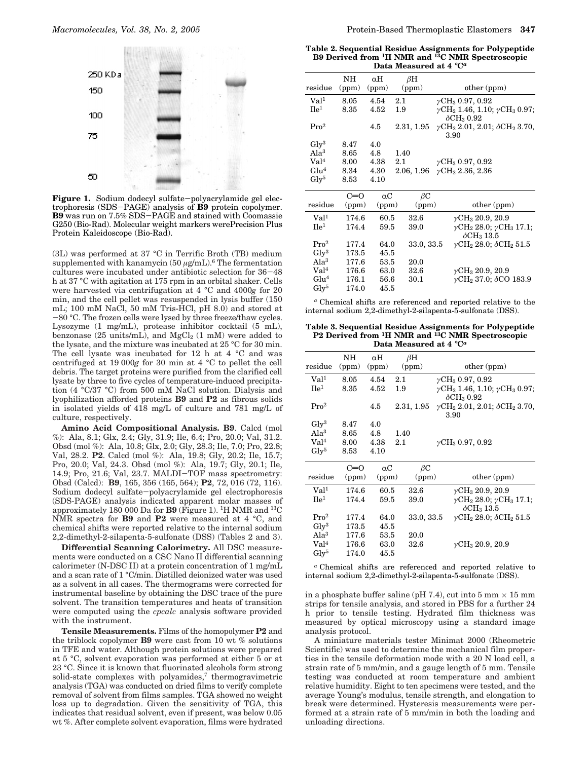**Figure 1.** Sodium dodecyl sulfate–polyacrylamide gel electrophoresis (SDS–PAGE) analysis of **B9** protein copolymer. **B9** was run on 7.5% SDS–PAGE and stained with Coomassie G250 (Bio-Rad). Molecular weight markers werePrecision Plus Protein Kaleidoscope (Bio-Rad).

(3L) was performed at 37 °C in Terrific Broth (TB) medium supplemented with kanamycin (50 μg/mL).[6] The fermentation cultures were incubated under antibiotic selection for 36–48 h at 37 °C with agitation at 175 rpm in an orbital shaker. Cells were harvested via centrifugation at 4 °C and 4000*g* for 20 min, and the cell pellet was resuspended in lysis buffer (150 mL; 100 mM NaCl, 50 mM Tris-HCl, pH 8.0) and stored at −80 °C. The frozen cells were lysed by three freeze/thaw cycles. Lysozyme (1 mg/mL), protease inhibitor cocktail (5 mL), benzonase (25 units/mL), and $MgCl_2$ (1 mM) were added to the lysate, and the mixture was incubated at 25 °C for 30 min. The cell lysate was incubated for 12 h at 4 °C and was centrifuged at 19 000*g* for 30 min at 4 °C to pellet the cell debris. The target proteins were purified from the clarified cell lysate by three to five cycles of temperature-induced precipitation (4 °C/37 °C) from 500 mM NaCl solution. Dialysis and lyophilization afforded proteins **B9** and **P2** as fibrous solids in isolated yields of 418 mg/L of culture and 781 mg/L of culture, respectively.

**Amino Acid Compositional Analysis.** **B9**. Calcd (mol %): Ala, 8.1; Glx, 2.4; Gly, 31.9; Ile, 6.4; Pro, 20.0; Val, 31.2. Obsd (mol %): Ala, 10.8; Glx, 2.0; Gly, 28.3; Ile, 7.0; Pro, 22.8; Val, 28.2. **P2**. Calcd (mol %): Ala, 19.8; Gly, 20.2; Ile, 15.7; Pro, 20.0; Val, 24.3. Obsd (mol %): Ala, 19.7; Gly, 20.1; Ile, 14.9; Pro, 21.6; Val, 23.7. MALDI–TOF mass spectrometry: Obsd (Calcd): **B9**, 165, 356 (165, 564); **P2**, 72, 016 (72, 116). Sodium dodecyl sulfate–polyacrylamide gel electrophoresis (SDS-PAGE) analysis indicated apparent molar masses of approximately 180 000 Da for **B9** (Figure 1). $^1$H NMR and $^{13}$C NMR spectra for **B9** and **P2** were measured at 4 °C, and chemical shifts were reported relative to the internal sodium 2,2-dimethyl-2-silapentа-5-sulfonate (DSS) (Tables 2 and 3).

**Differential Scanning Calorimetry.** All DSC measurements were conducted on a CSC Nano II differential scanning calorimeter (N-DSC II) at a protein concentration of 1 mg/mL and a scan rate of 1 °C/min. Distilled deionized water was used as a solvent in all cases. The thermograms were corrected for instrumental baseline by obtaining the DSC trace of the pure solvent. The transition temperatures and heats of transition were computed using the *cpcalc* analysis software provided with the instrument.

**Tensile Measurements.** Films of the homopolymer **P2** and the triblock copolymer **B9** were cast from 10 wt % solutions in TFE and water. Although protein solutions were prepared at 5 °C, solvent evaporation was performed at either 5 or at 23 °C. Since it is known that fluorinated alcohols form strong solid-state complexes with polyamides,[7] thermogravimetric analysis (TGA) was conducted on dried films to verify complete removal of solvent from films samples. TGA showed no weight loss up to degradation. Given the sensitivity of TGA, this indicates that residual solvent, even if present, was below 0.05 wt %. After complete solvent evaporation, films were hydrated

**Table 2. Sequential Residue Assignments for Polypeptide B9 Derived from $^1$H NMR and $^{13}$C NMR Spectroscopic Data Measured at 4 °C**[a]

| residue | NH (ppm) | αH (ppm) | βH (ppm) | other (ppm) |
|---|---|---|---|---|
| Val[1] | 8.05 | 4.54 | 2.1 | $\gamma CH_3$ 0.97, 0.92 |
| Ile[1] | 8.35 | 4.52 | 1.9 | $\gamma CH_2$ 1.46, 1.10; $\gamma CH_3$ 0.97; $\delta CH_3$ 0.92 |
| Pro[2] | | 4.5 | 2.31, 1.95 | $\gamma CH_2$ 2.01, 2.01; $\delta CH_2$ 3.70, 3.90 |
| Gly[3] | 8.47 | 4.0 | | |
| Ala[3] | 8.65 | 4.8 | 1.40 | |
| Val[4] | 8.00 | 4.38 | 2.1 | $\gamma CH_3$ 0.97, 0.92 |
| Glu[4] | 8.34 | 4.30 | 2.06, 1.96 | $\gamma CH_2$ 2.36, 2.36 |
| Gly[5] | 8.53 | 4.10 | | |

| residue | C═O (ppm) | αC (ppm) | βC (ppm) | other (ppm) |
|---|---|---|---|---|
| Val[1] | 174.6 | 60.5 | 32.6 | $\gamma CH_3$ 20.9, 20.9 |
| Ile[1] | 174.4 | 59.5 | 39.0 | $\gamma CH_2$ 28.0; $\gamma CH_3$ 17.1; $\delta CH_3$ 13.5 |
| Pro[2] | 177.4 | 64.0 | 33.0, 33.5 | $\gamma CH_2$ 28.0; $\delta CH_2$ 51.5 |
| Gly[3] | 173.5 | 45.5 | | |
| Ala[3] | 177.6 | 53.5 | 20.0 | |
| Val[4] | 176.6 | 63.0 | 32.6 | $\gamma CH_3$ 20.9, 20.9 |
| Glu[4] | 176.1 | 56.6 | 30.1 | $\gamma CH_2$ 37.0; $\delta$CO 183.9 |
| Gly[5] | 174.0 | 45.5 | | |

[a] Chemical shifts are referenced and reported relative to the internal sodium 2,2-dimethyl-2-silapenta-5-sulfonate (DSS).

**Table 3. Sequential Residue Assignments for Polypeptide P2 Derived from $^1$H NMR and $^{13}$C NMR Spectroscopic Data Measured at 4 °C**[a]

| residue | NH (ppm) | αH (ppm) | βH (ppm) | other (ppm) |
|---|---|---|---|---|
| Val[1] | 8.05 | 4.54 | 2.1 | $\gamma CH_3$ 0.97, 0.92 |
| Ile[1] | 8.35 | 4.52 | 1.9 | $\gamma CH_2$ 1.46, 1.10; $\gamma CH_3$ 0.97; $\delta CH_3$ 0.92 |
| Pro[2] | | 4.5 | 2.31, 1.95 | $\gamma CH_2$ 2.01, 2.01; $\delta CH_2$ 3.70, 3.90 |
| Gly[3] | 8.47 | 4.0 | | |
| Ala[3] | 8.65 | 4.8 | 1.40 | |
| Val[4] | 8.00 | 4.38 | 2.1 | $\gamma CH_3$ 0.97, 0.92 |
| Gly[5] | 8.53 | 4.10 | | |

| residue | C═O (ppm) | αC (ppm) | βC (ppm) | other (ppm) |
|---|---|---|---|---|
| Val[1] | 174.6 | 60.5 | 32.6 | $\gamma CH_3$ 20.9, 20.9 |
| Ile[1] | 174.4 | 59.5 | 39.0 | $\gamma CH_2$ 28.0; $\gamma CH_3$ 17.1; $\delta CH_3$ 13.5 |
| Pro[2] | 177.4 | 64.0 | 33.0, 33.5 | $\gamma CH_2$ 28.0; $\delta CH_2$ 51.5 |
| Gly[3] | 173.5 | 45.5 | | |
| Ala[3] | 177.6 | 53.5 | 20.0 | |
| Val[4] | 176.6 | 63.0 | 32.6 | $\gamma CH_3$ 20.9, 20.9 |
| Gly[5] | 174.0 | 45.5 | | |

[a] Chemical shifts are referenced and reported relative to internal sodium 2,2-dimethyl-2-silapenta-5-sulfonate (DSS).

in a phosphate buffer saline (pH 7.4), cut into 5 mm × 15 mm strips for tensile analysis, and stored in PBS for a further 24 h prior to tensile testing. Hydrated film thickness was measured by optical microscopy using a standard image analysis protocol.

A miniature materials tester Minimat 2000 (Rheometric Scientific) was used to determine the mechanical film properties in the tensile deformation mode with a 20 N load cell, a strain rate of 5 mm/min, and a gauge length of 5 mm. Tensile testing was conducted at room temperature and ambient relative humidity. Eight to ten specimens were tested, and the average Young's modulus, tensile strength, and elongation to break were determined. Hysteresis measurements were performed at a strain rate of 5 mm/min in both the loading and unloading directions.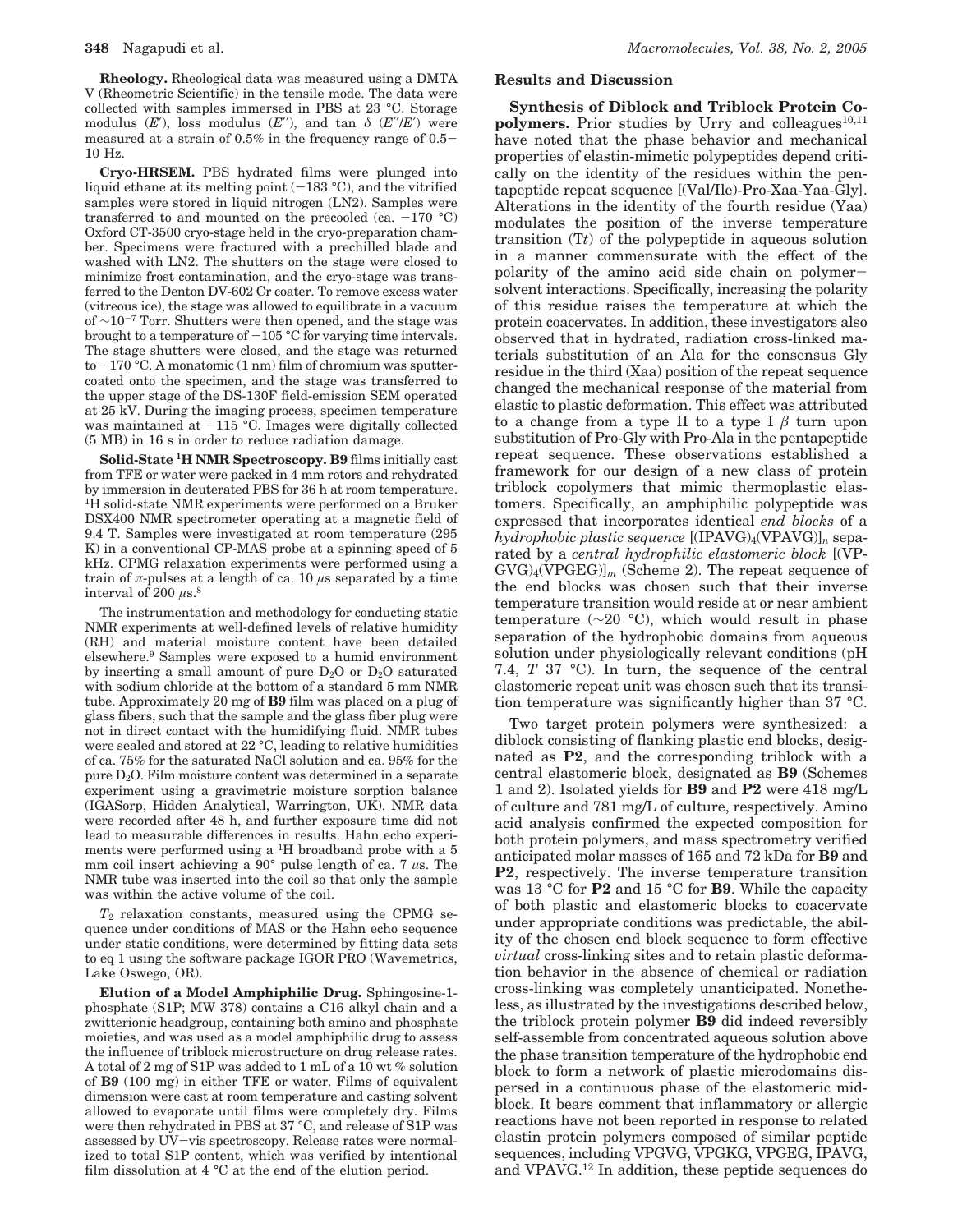**Rheology.** Rheological data was measured using a DMTA V (Rheometric Scientific) in the tensile mode. The data were collected with samples immersed in PBS at 23 °C. Storage modulus ($E'$), loss modulus ($E''$), and tan $\delta$ ($E''/E'$) were measured at a strain of 0.5% in the frequency range of 0.5–10 Hz.

**Cryo-HRSEM.** PBS hydrated films were plunged into liquid ethane at its melting point (−183 °C), and the vitrified samples were stored in liquid nitrogen (LN2). Samples were transferred to and mounted on the precooled (ca. −170 °C) Oxford CT-3500 cryo-stage held in the cryo-preparation chamber. Specimens were fractured with a prechilled blade and washed with LN2. The shutters on the stage were closed to minimize frost contamination, and the cryo-stage was transferred to the Denton DV-602 Cr coater. To remove excess water (vitreous ice), the stage was allowed to equilibrate in a vacuum of $\sim 10^{-7}$ Torr. Shutters were then opened, and the stage was brought to a temperature of −105 °C for varying time intervals. The stage shutters were closed, and the stage was returned to −170 °C. A monatomic (1 nm) film of chromium was sputter-coated onto the specimen, and the stage was transferred to the upper stage of the DS-130F field-emission SEM operated at 25 kV. During the imaging process, specimen temperature was maintained at −115 °C. Images were digitally collected (5 MB) in 16 s in order to reduce radiation damage.

**Solid-State $^1$H NMR Spectroscopy.** **B9** films initially cast from TFE or water were packed in 4 mm rotors and rehydrated by immersion in deuterated PBS for 36 h at room temperature. $^1$H solid-state NMR experiments were performed on a Bruker DSX400 NMR spectrometer operating at a magnetic field of 9.4 T. Samples were investigated at room temperature (295 K) in a conventional CP-MAS probe at a spinning speed of 5 kHz. CPMG relaxation experiments were performed using a train of $\pi$-pulses at a length of ca. 10 $\mu$s separated by a time interval of 200 $\mu$s.[8]

The instrumentation and methodology for conducting static NMR experiments at well-defined levels of relative humidity (RH) and material moisture content have been detailed elsewhere.[9] Samples were exposed to a humid environment by inserting a small amount of pure $D_2O$ or $D_2O$ saturated with sodium chloride at the bottom of a standard 5 mm NMR tube. Approximately 20 mg of **B9** film was placed on a plug of glass fibers, such that the sample and the glass fiber plug were not in direct contact with the humidifying fluid. NMR tubes were sealed and stored at 22 °C, leading to relative humidities of ca. 75% for the saturated NaCl solution and ca. 95% for the pure $D_2O$. Film moisture content was determined in a separate experiment using a gravimetric moisture sorption balance (IGASorp, Hidden Analytical, Warrington, UK). NMR data were recorded after 48 h, and further exposure time did not lead to measurable differences in results. Hahn echo experiments were performed using a $^1$H broadband probe with a 5 mm coil insert achieving a 90° pulse length of ca. 7 $\mu$s. The NMR tube was inserted into the coil so that only the sample was within the active volume of the coil.

$T_2$ relaxation constants, measured using the CPMG sequence under conditions of MAS or the Hahn echo sequence under static conditions, were determined by fitting data sets to eq 1 using the software package IGOR PRO (Wavemetrics, Lake Oswego, OR).

**Elution of a Model Amphiphilic Drug.** Sphingosine-1-phosphate (S1P; MW 378) contains a C16 alkyl chain and a zwitterionic headgroup, containing both amino and phosphate moieties, and was used as a model amphiphilic drug to assess the influence of triblock microstructure on drug release rates. A total of 2 mg of S1P was added to 1 mL of a 10 wt % solution of **B9** (100 mg) in either TFE or water. Films of equivalent dimension were cast at room temperature and casting solvent allowed to evaporate until films were completely dry. Films were then rehydrated in PBS at 37 °C, and release of S1P was assessed by UV–vis spectroscopy. Release rates were normalized to total S1P content, which was verified by intentional film dissolution at 4 °C at the end of the elution period.

## Results and Discussion

**Synthesis of Diblock and Triblock Protein Copolymers.** Prior studies by Urry and colleagues[10,11] have noted that the phase behavior and mechanical properties of elastin-mimetic polypeptides depend critically on the identity of the residues within the pentapeptide repeat sequence [(Val/Ile)-Pro-Xaa-Yaa-Gly]. Alterations in the identity of the fourth residue (Yaa) modulates the position of the inverse temperature transition (T*t*) of the polypeptide in aqueous solution in a manner commensurate with the effect of the polarity of the amino acid side chain on polymer–solvent interactions. Specifically, increasing the polarity of this residue raises the temperature at which the protein coacervates. In addition, these investigators also observed that in hydrated, radiation cross-linked materials substitution of an Ala for the consensus Gly residue in the third (Xaa) position of the repeat sequence changed the mechanical response of the material from elastic to plastic deformation. This effect was attributed to a change from a type II to a type I $\beta$ turn upon substitution of Pro-Gly with Pro-Ala in the pentapeptide repeat sequence. These observations established a framework for our design of a new class of protein triblock copolymers that mimic thermoplastic elastomers. Specifically, an amphiphilic polypeptide was expressed that incorporates identical *end blocks* of a *hydrophobic plastic sequence* $[(\mathrm{IPAVG})_4(\mathrm{VPAVG})]_n$ separated by a *central hydrophilic elastomeric block* $[(\mathrm{VPGVG})_4(\mathrm{VPGEG})]_m$ (Scheme 2). The repeat sequence of the end blocks was chosen such that their inverse temperature transition would reside at or near ambient temperature (~20 °C), which would result in phase separation of the hydrophobic domains from aqueous solution under physiologically relevant conditions (pH 7.4, $T$ 37 °C). In turn, the sequence of the central elastomeric repeat unit was chosen such that its transition temperature was significantly higher than 37 °C.

Two target protein polymers were synthesized: a diblock consisting of flanking plastic end blocks, designated as **P2**, and the corresponding triblock with a central elastomeric block, designated as **B9** (Schemes 1 and 2). Isolated yields for **B9** and **P2** were 418 mg/L of culture and 781 mg/L of culture, respectively. Amino acid analysis confirmed the expected composition for both protein polymers, and mass spectrometry verified anticipated molar masses of 165 and 72 kDa for **B9** and **P2**, respectively. The inverse temperature transition was 13 °C for **P2** and 15 °C for **B9**. While the capacity of both plastic and elastomeric blocks to coacervate under appropriate conditions was predictable, the ability of the chosen end block sequence to form effective *virtual* cross-linking sites and to retain plastic deformation behavior in the absence of chemical or radiation cross-linking was completely unanticipated. Nonetheless, as illustrated by the investigations described below, the triblock protein polymer **B9** did indeed reversibly self-assemble from concentrated aqueous solution above the phase transition temperature of the hydrophobic end block to form a network of plastic microdomains dispersed in a continuous phase of the elastomeric midblock. It bears comment that inflammatory or allergic reactions have not been reported in response to related elastin protein polymers composed of similar peptide sequences, including VPGVG, VPGKG, VPGEG, IPAVG, and VPAVG.[12] In addition, these peptide sequences do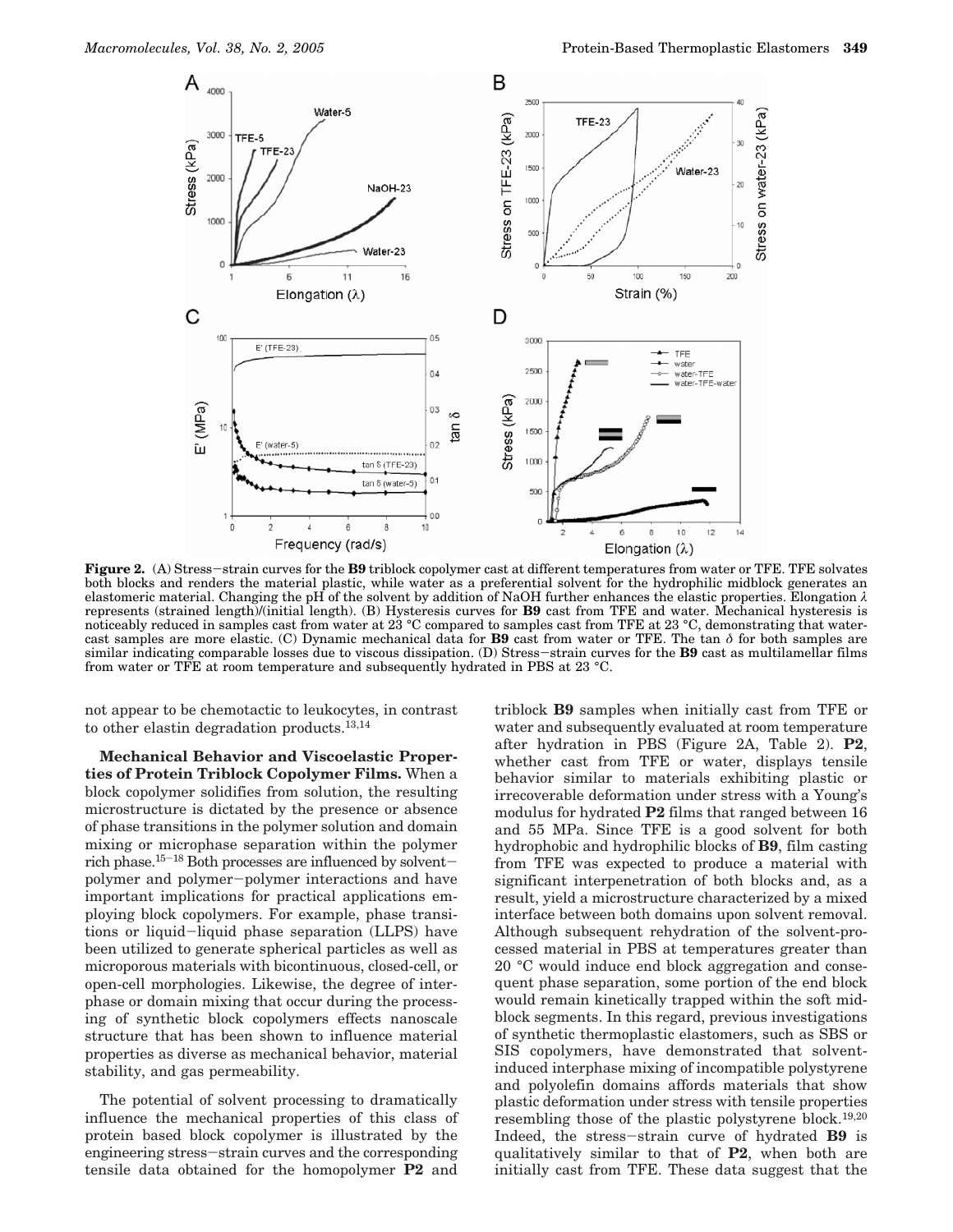**Figure 2.** (A) Stress−strain curves for the **B9** triblock copolymer cast at different temperatures from water or TFE. TFE solvates both blocks and renders the material plastic, while water as a preferential solvent for the hydrophilic midblock generates an elastomeric material. Changing the pH of the solvent by addition of NaOH further enhances the elastic properties. Elongation $\lambda$ represents (strained length)/(initial length). (B) Hysteresis curves for **B9** cast from TFE and water. Mechanical hysteresis is noticeably reduced in samples cast from water at 23 °C compared to samples cast from TFE at 23 °C, demonstrating that water-cast samples are more elastic. (C) Dynamic mechanical data for **B9** cast from water or TFE. The tan $\delta$ for both samples are similar indicating comparable losses due to viscous dissipation. (D) Stress−strain curves for the **B9** cast as multilamellar films from water or TFE at room temperature and subsequently hydrated in PBS at 23 °C.

not appear to be chemotactic to leukocytes, in contrast to other elastin degradation products.[13,14]

**Mechanical Behavior and Viscoelastic Properties of Protein Triblock Copolymer Films.** When a block copolymer solidifies from solution, the resulting microstructure is dictated by the presence or absence of phase transitions in the polymer solution and domain mixing or microphase separation within the polymer rich phase.[15−18] Both processes are influenced by solvent−polymer and polymer−polymer interactions and have important implications for practical applications employing block copolymers. For example, phase transitions or liquid−liquid phase separation (LLPS) have been utilized to generate spherical particles as well as microporous materials with bicontinuous, closed-cell, or open-cell morphologies. Likewise, the degree of interphase or domain mixing that occur during the processing of synthetic block copolymers effects nanoscale structure that has been shown to influence material properties as diverse as mechanical behavior, material stability, and gas permeability.

The potential of solvent processing to dramatically influence the mechanical properties of this class of protein based block copolymer is illustrated by the engineering stress−strain curves and the corresponding tensile data obtained for the homopolymer **P2** and triblock **B9** samples when initially cast from TFE or water and subsequently evaluated at room temperature after hydration in PBS (Figure 2A, Table 2). **P2**, whether cast from TFE or water, displays tensile behavior similar to materials exhibiting plastic or irrecoverable deformation under stress with a Young's modulus for hydrated **P2** films that ranged between 16 and 55 MPa. Since TFE is a good solvent for both hydrophobic and hydrophilic blocks of **B9**, film casting from TFE was expected to produce a material with significant interpenetration of both blocks and, as a result, yield a microstructure characterized by a mixed interface between both domains upon solvent removal. Although subsequent rehydration of the solvent-processed material in PBS at temperatures greater than 20 °C would induce end block aggregation and consequent phase separation, some portion of the end block would remain kinetically trapped within the soft midblock segments. In this regard, previous investigations of synthetic thermoplastic elastomers, such as SBS or SIS copolymers, have demonstrated that solvent-induced interphase mixing of incompatible polystyrene and polyolefin domains affords materials that show plastic deformation under stress with tensile properties resembling those of the plastic polystyrene block.[19,20] Indeed, the stress−strain curve of hydrated **B9** is qualitatively similar to that of **P2**, when both are initially cast from TFE. These data suggest that the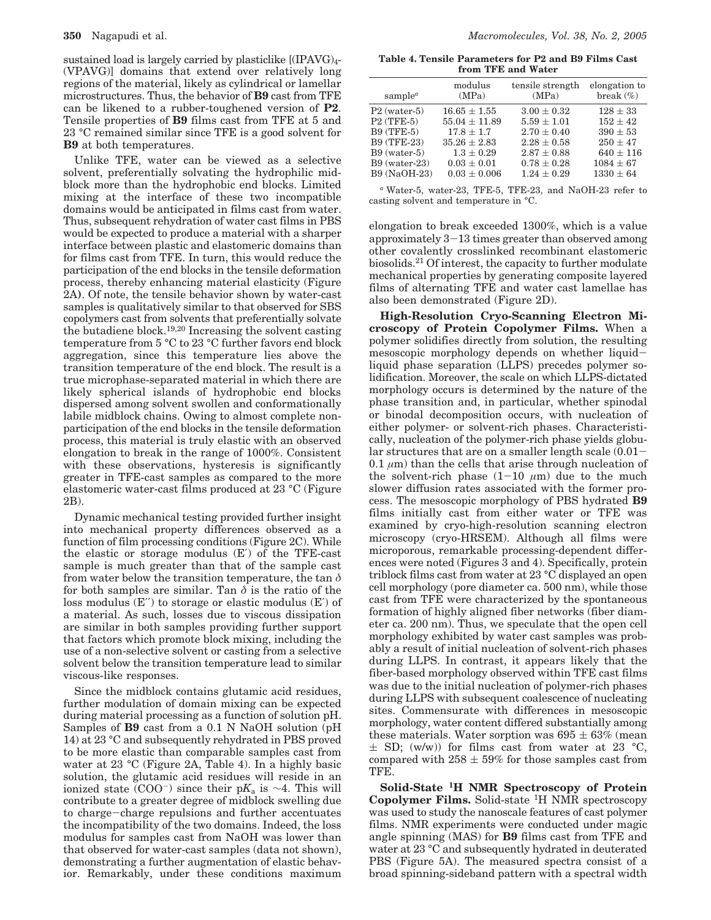sustained load is largely carried by plasticlike [(IPAVG)$_4$-(VPAVG)] domains that extend over relatively long regions of the material, likely as cylindrical or lamellar microstructures. Thus, the behavior of **B9** cast from TFE can be likened to a rubber-toughened version of **P2**. Tensile properties of **B9** films cast from TFE at 5 and 23 °C remained similar since TFE is a good solvent for **B9** at both temperatures.

Unlike TFE, water can be viewed as a selective solvent, preferentially solvating the hydrophilic midblock more than the hydrophobic end blocks. Limited mixing at the interface of these two incompatible domains would be anticipated in films cast from water. Thus, subsequent rehydration of water cast films in PBS would be expected to produce a material with a sharper interface between plastic and elastomeric domains than for films cast from TFE. In turn, this would reduce the participation of the end blocks in the tensile deformation process, thereby enhancing material elasticity (Figure 2A). Of note, the tensile behavior shown by water-cast samples is qualitatively similar to that observed for SBS copolymers cast from solvents that preferentially solvate the butadiene block.[19,20] Increasing the solvent casting temperature from 5 °C to 23 °C further favors end block aggregation, since this temperature lies above the transition temperature of the end block. The result is a true microphase-separated material in which there are likely spherical islands of hydrophobic end blocks dispersed among solvent swollen and conformationally labile midblock chains. Owing to almost complete nonparticipation of the end blocks in the tensile deformation process, this material is truly elastic with an observed elongation to break in the range of 1000%. Consistent with these observations, hysteresis is significantly greater in TFE-cast samples as compared to the more elastomeric water-cast films produced at 23 °C (Figure 2B).

Dynamic mechanical testing provided further insight into mechanical property differences observed as a function of film processing conditions (Figure 2C). While the elastic or storage modulus ($E'$) of the TFE-cast sample is much greater than that of the sample cast from water below the transition temperature, the tan $\delta$ for both samples are similar. Tan $\delta$ is the ratio of the loss modulus ($E''$) to storage or elastic modulus ($E'$) of a material. As such, losses due to viscous dissipation are similar in both samples providing further support that factors which promote block mixing, including the use of a non-selective solvent or casting from a selective solvent below the transition temperature lead to similar viscous-like responses.

Since the midblock contains glutamic acid residues, further modulation of domain mixing can be expected during material processing as a function of solution pH. Samples of **B9** cast from a 0.1 N NaOH solution (pH 14) at 23 °C and subsequently rehydrated in PBS proved to be more elastic than comparable samples cast from water at 23 °C (Figure 2A, Table 4). In a highly basic solution, the glutamic acid residues will reside in an ionized state ($COO^-$) since their p$K_a$ is ~4. This will contribute to a greater degree of midblock swelling due to charge–charge repulsions and further accentuates the incompatibility of the two domains. Indeed, the loss modulus for samples cast from NaOH was lower than that observed for water-cast samples (data not shown), demonstrating a further augmentation of elastic behavior. Remarkably, under these conditions maximum elongation to break exceeded 1300%, which is a value approximately 3–13 times greater than observed among other covalently crosslinked recombinant elastomeric biosolids.[21] Of interest, the capacity to further modulate mechanical properties by generating composite layered films of alternating TFE and water cast lamellae has also been demonstrated (Figure 2D).

**Table 4. Tensile Parameters for P2 and B9 Films Cast from TFE and Water**

| sample[a] | modulus (MPa) | tensile strength (MPa) | elongation to break (%) |
|---|---|---|---|
| P2 (water-5) | 16.65 ± 1.55 | 3.00 ± 0.32 | 128 ± 33 |
| P2 (TFE-5) | 55.04 ± 11.89 | 5.59 ± 1.01 | 152 ± 42 |
| B9 (TFE-5) | 17.8 ± 1.7 | 2.70 ± 0.40 | 390 ± 53 |
| B9 (TFE-23) | 35.26 ± 2.83 | 2.28 ± 0.58 | 250 ± 47 |
| B9 (water-5) | 1.3 ± 0.29 | 2.87 ± 0.88 | 640 ± 116 |
| B9 (water-23) | 0.03 ± 0.01 | 0.78 ± 0.28 | 1084 ± 67 |
| B9 (NaOH-23) | 0.03 ± 0.006 | 1.24 ± 0.29 | 1330 ± 64 |

[a] Water-5, water-23, TFE-5, TFE-23, and NaOH-23 refer to casting solvent and temperature in °C.

**High-Resolution Cryo-Scanning Electron Microscopy of Protein Copolymer Films.** When a polymer solidifies directly from solution, the resulting mesoscopic morphology depends on whether liquid–liquid phase separation (LLPS) precedes polymer solidification. Moreover, the scale on which LLPS-dictated morphology occurs is determined by the nature of the phase transition and, in particular, whether spinodal or binodal decomposition occurs, with nucleation of either polymer- or solvent-rich phases. Characteristically, nucleation of the polymer-rich phase yields globular structures that are on a smaller length scale (0.01–0.1 $\mu$m) than the cells that arise through nucleation of the solvent-rich phase (1–10 $\mu$m) due to the much slower diffusion rates associated with the former process. The mesoscopic morphology of PBS hydrated **B9** films initially cast from either water or TFE was examined by cryo-high-resolution scanning electron microscopy (cryo-HRSEM). Although all films were microporous, remarkable processing-dependent differences were noted (Figures 3 and 4). Specifically, protein triblock films cast from water at 23 °C displayed an open cell morphology (pore diameter ca. 500 nm), while those cast from TFE were characterized by the spontaneous formation of highly aligned fiber networks (fiber diameter ca. 200 nm). Thus, we speculate that the open cell morphology exhibited by water cast samples was probably a result of initial nucleation of solvent-rich phases during LLPS. In contrast, it appears likely that the fiber-based morphology observed within TFE cast films was due to the initial nucleation of polymer-rich phases during LLPS with subsequent coalescence of nucleating sites. Commensurate with differences in mesoscopic morphology, water content differed substantially among these materials. Water sorption was 695 ± 63% (mean ± SD; (w/w)) for films cast from water at 23 °C, compared with 258 ± 59% for those samples cast from TFE.

**Solid-State $^1$H NMR Spectroscopy of Protein Copolymer Films.** Solid-state $^1$H NMR spectroscopy was used to study the nanoscale features of cast polymer films. NMR experiments were conducted under magic angle spinning (MAS) for **B9** films cast from TFE and water at 23 °C and subsequently hydrated in deuterated PBS (Figure 5A). The measured spectra consist of a broad spinning-sideband pattern with a spectral width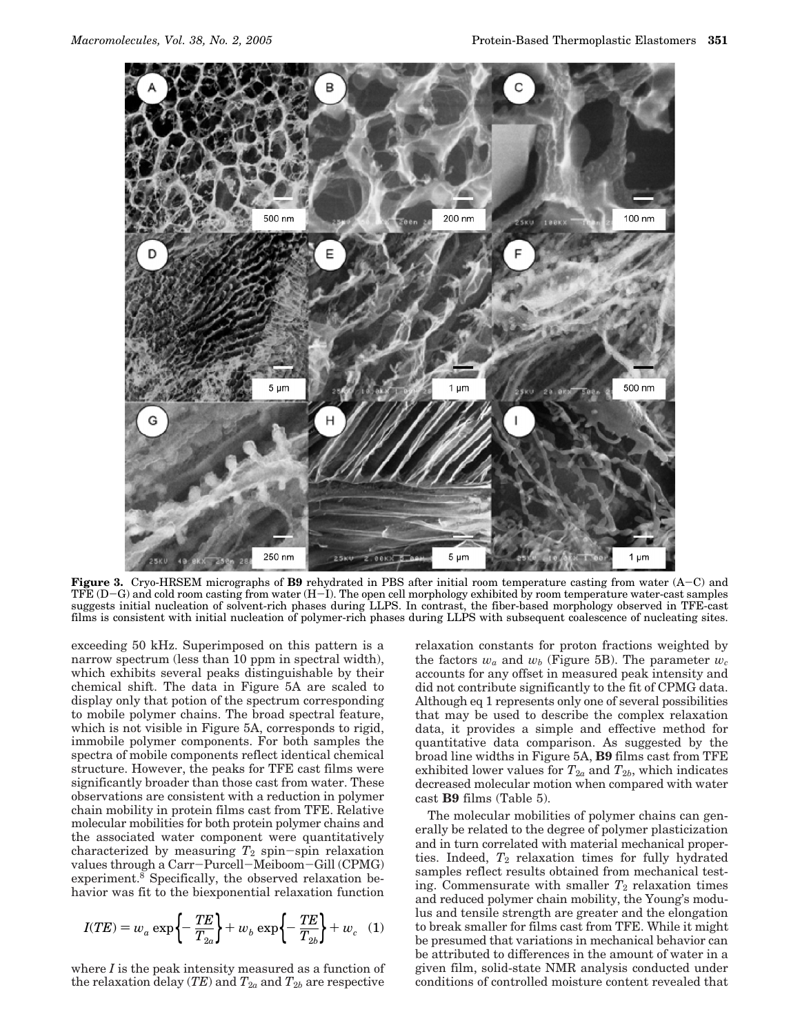**Figure 3.** Cryo-HRSEM micrographs of **B9** rehydrated in PBS after initial room temperature casting from water (A–C) and TFE (D–G) and cold room casting from water (H–I). The open cell morphology exhibited by room temperature water-cast samples suggests initial nucleation of solvent-rich phases during LLPS. In contrast, the fiber-based morphology observed in TFE-cast films is consistent with initial nucleation of polymer-rich phases during LLPS with subsequent coalescence of nucleating sites.

exceeding 50 kHz. Superimposed on this pattern is a narrow spectrum (less than 10 ppm in spectral width), which exhibits several peaks distinguishable by their chemical shift. The data in Figure 5A are scaled to display only that potion of the spectrum corresponding to mobile polymer chains. The broad spectral feature, which is not visible in Figure 5A, corresponds to rigid, immobile polymer components. For both samples the spectra of mobile components reflect identical chemical structure. However, the peaks for TFE cast films were significantly broader than those cast from water. These observations are consistent with a reduction in polymer chain mobility in protein films cast from TFE. Relative molecular mobilities for both protein polymer chains and the associated water component were quantitatively characterized by measuring $T_2$ spin–spin relaxation values through a Carr–Purcell–Meiboom–Gill (CPMG) experiment.[8] Specifically, the observed relaxation behavior was fit to the biexponential relaxation function

$$I(TE) = w_a \exp\left\{-\frac{TE}{T_{2a}}\right\} + w_b \exp\left\{-\frac{TE}{T_{2b}}\right\} + w_c \quad (1)$$

where $I$ is the peak intensity measured as a function of the relaxation delay ($TE$) and $T_{2a}$ and $T_{2b}$ are respective relaxation constants for proton fractions weighted by the factors $w_a$ and $w_b$ (Figure 5B). The parameter $w_c$ accounts for any offset in measured peak intensity and did not contribute significantly to the fit of CPMG data. Although eq 1 represents only one of several possibilities that may be used to describe the complex relaxation data, it provides a simple and effective method for quantitative data comparison. As suggested by the broad line widths in Figure 5A, **B9** films cast from TFE exhibited lower values for $T_{2a}$ and $T_{2b}$, which indicates decreased molecular motion when compared with water cast **B9** films (Table 5).

The molecular mobilities of polymer chains can generally be related to the degree of polymer plasticization and in turn correlated with material mechanical properties. Indeed, $T_2$ relaxation times for fully hydrated samples reflect results obtained from mechanical testing. Commensurate with smaller $T_2$ relaxation times and reduced polymer chain mobility, the Young's modulus and tensile strength are greater and the elongation to break smaller for films cast from TFE. While it might be presumed that variations in mechanical behavior can be attributed to differences in the amount of water in a given film, solid-state NMR analysis conducted under conditions of controlled moisture content revealed that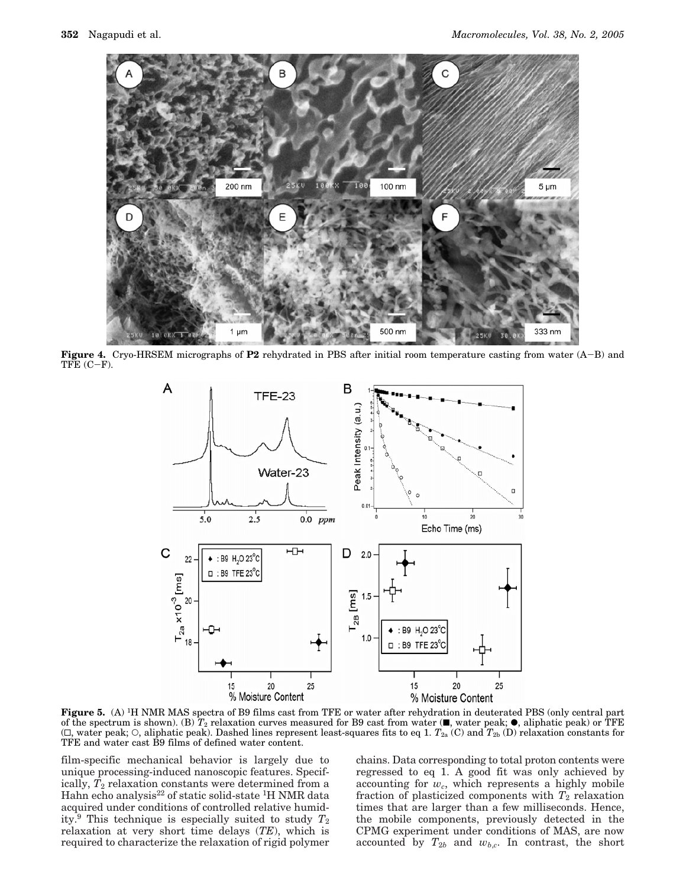**Figure 4.** Cryo-HRSEM micrographs of **P2** rehydrated in PBS after initial room temperature casting from water (A–B) and TFE (C–F).

**Figure 5.** (A) $^1$H NMR MAS spectra of B9 films cast from TFE or water after rehydration in deuterated PBS (only central part of the spectrum is shown). (B) $T_2$ relaxation curves measured for B9 cast from water (■, water peak; ●, aliphatic peak) or TFE (□, water peak; ○, aliphatic peak). Dashed lines represent least-squares fits to eq 1. $T_{2a}$ (C) and $T_{2b}$ (D) relaxation constants for TFE and water cast B9 films of defined water content.

film-specific mechanical behavior is largely due to unique processing-induced nanoscopic features. Specifically, $T_2$ relaxation constants were determined from a Hahn echo analysis[22] of static solid-state $^1$H NMR data acquired under conditions of controlled relative humidity.[9] This technique is especially suited to study $T_2$ relaxation at very short time delays ($TE$), which is required to characterize the relaxation of rigid polymer chains. Data corresponding to total proton contents were regressed to eq 1. A good fit was only achieved by accounting for $w_c$, which represents a highly mobile fraction of plasticized components with $T_2$ relaxation times that are larger than a few milliseconds. Hence, the mobile components, previously detected in the CPMG experiment under conditions of MAS, are now accounted by $T_{2b}$ and $w_{b,c}$. In contrast, the short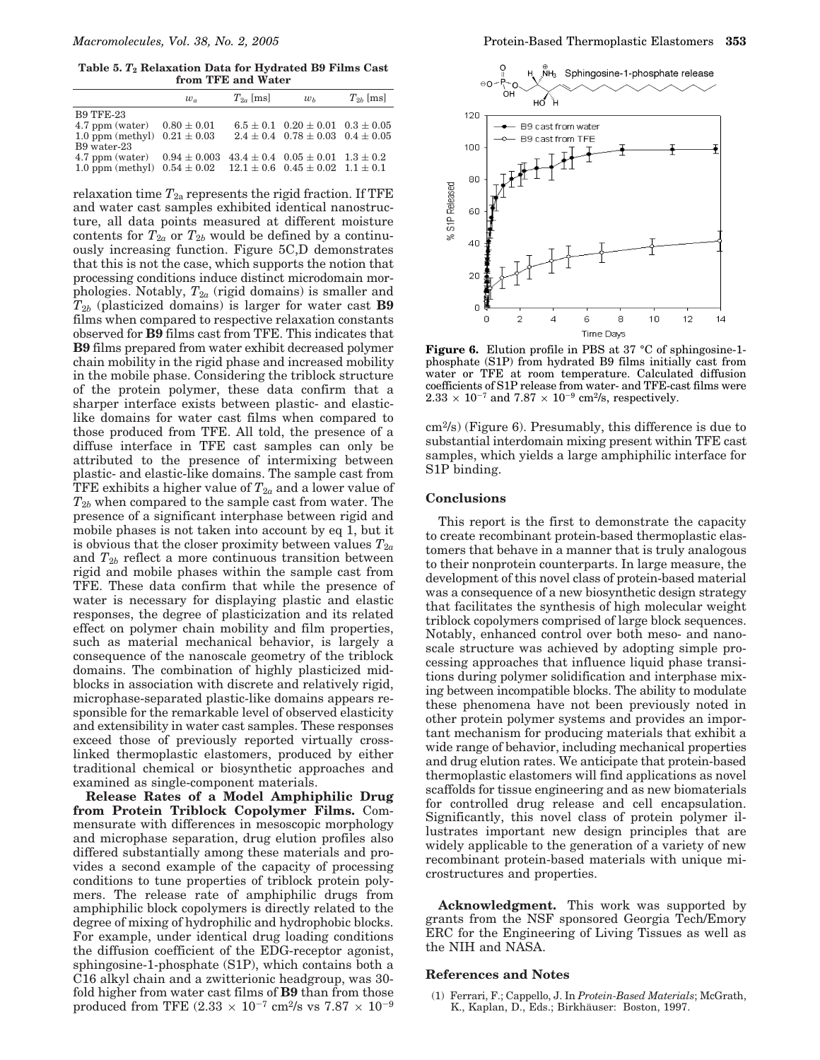**Table 5. $T_2$ Relaxation Data for Hydrated B9 Films Cast from TFE and Water**

| | $w_a$ | $T_{2a}$ [ms] | $w_b$ | $T_{2b}$ [ms] |
|---|---|---|---|---|
| B9 TFE-23 | | | | |
| 4.7 ppm (water) | $0.80 \pm 0.01$ | $6.5 \pm 0.1$ | $0.20 \pm 0.01$ | $0.3 \pm 0.05$ |
| 1.0 ppm (methyl) | $0.21 \pm 0.03$ | $2.4 \pm 0.4$ | $0.78 \pm 0.03$ | $0.4 \pm 0.05$ |
| B9 water-23 | | | | |
| 4.7 ppm (water) | $0.94 \pm 0.003$ | $43.4 \pm 0.4$ | $0.05 \pm 0.01$ | $1.3 \pm 0.2$ |
| 1.0 ppm (methyl) | $0.54 \pm 0.02$ | $12.1 \pm 0.6$ | $0.45 \pm 0.02$ | $1.1 \pm 0.1$ |

relaxation time $T_{2a}$ represents the rigid fraction. If TFE and water cast samples exhibited identical nanostructure, all data points measured at different moisture contents for $T_{2a}$ or $T_{2b}$ would be defined by a continuously increasing function. Figure 5C,D demonstrates that this is not the case, which supports the notion that processing conditions induce distinct microdomain morphologies. Notably, $T_{2a}$ (rigid domains) is smaller and $T_{2b}$ (plasticized domains) is larger for water cast **B9** films when compared to respective relaxation constants observed for **B9** films cast from TFE. This indicates that **B9** films prepared from water exhibit decreased polymer chain mobility in the rigid phase and increased mobility in the mobile phase. Considering the triblock structure of the protein polymer, these data confirm that a sharper interface exists between plastic- and elastic-like domains for water cast films when compared to those produced from TFE. All told, the presence of a diffuse interface in TFE cast samples can only be attributed to the presence of intermixing between plastic- and elastic-like domains. The sample cast from TFE exhibits a higher value of $T_{2a}$ and a lower value of $T_{2b}$ when compared to the sample cast from water. The presence of a significant interphase between rigid and mobile phases is not taken into account by eq 1, but it is obvious that the closer proximity between values $T_{2a}$ and $T_{2b}$ reflect a more continuous transition between rigid and mobile phases within the sample cast from TFE. These data confirm that while the presence of water is necessary for displaying plastic and elastic responses, the degree of plasticization and its related effect on polymer chain mobility and film properties, such as material mechanical behavior, is largely a consequence of the nanoscale geometry of the triblock domains. The combination of highly plasticized midblocks in association with discrete and relatively rigid, microphase-separated plastic-like domains appears responsible for the remarkable level of observed elasticity and extensibility in water cast samples. These responses exceed those of previously reported virtually cross-linked thermoplastic elastomers, produced by either traditional chemical or biosynthetic approaches and examined as single-component materials.

**Release Rates of a Model Amphiphilic Drug from Protein Triblock Copolymer Films.** Commensurate with differences in mesoscopic morphology and microphase separation, drug elution profiles also differed substantially among these materials and provides a second example of the capacity of processing conditions to tune properties of triblock protein polymers. The release rate of amphiphilic drugs from amphiphilic block copolymers is directly related to the degree of mixing of hydrophilic and hydrophobic blocks. For example, under identical drug loading conditions the diffusion coefficient of the EDG-receptor agonist, sphingosine-1-phosphate (S1P), which contains both a C16 alkyl chain and a zwitterionic headgroup, was 30-fold higher from water cast films of **B9** than from those produced from TFE ($2.33 \times 10^{-7}$ cm$^2$/s vs $7.87 \times 10^{-9}$ cm$^2$/s) (Figure 6). Presumably, this difference is due to substantial interdomain mixing present within TFE cast samples, which yields a large amphiphilic interface for S1P binding.

**Figure 6.** Elution profile in PBS at 37 °C of sphingosine-1-phosphate (S1P) from hydrated B9 films initially cast from water or TFE at room temperature. Calculated diffusion coefficients of S1P release from water- and TFE-cast films were $2.33 \times 10^{-7}$ and $7.87 \times 10^{-9}$ cm$^2$/s, respectively.

## Conclusions

This report is the first to demonstrate the capacity to create recombinant protein-based thermoplastic elastomers that behave in a manner that is truly analogous to their nonprotein counterparts. In large measure, the development of this novel class of protein-based material was a consequence of a new biosynthetic design strategy that facilitates the synthesis of high molecular weight triblock copolymers comprised of large block sequences. Notably, enhanced control over both meso- and nanoscale structure was achieved by adopting simple processing approaches that influence liquid phase transitions during polymer solidification and interphase mixing between incompatible blocks. The ability to modulate these phenomena have not been previously noted in other protein polymer systems and provides an important mechanism for producing materials that exhibit a wide range of behavior, including mechanical properties and drug elution rates. We anticipate that protein-based thermoplastic elastomers will find applications as novel scaffolds for tissue engineering and as new biomaterials for controlled drug release and cell encapsulation. Significantly, this novel class of protein polymer illustrates important new design principles that are widely applicable to the generation of a variety of new recombinant protein-based materials with unique microstructures and properties.

**Acknowledgment.** This work was supported by grants from the NSF sponsored Georgia Tech/Emory ERC for the Engineering of Living Tissues as well as the NIH and NASA.

## References and Notes

(1) Ferrari, F.; Cappello, J. In *Protein-Based Materials*; McGrath, K., Kaplan, D., Eds.; Birkhäuser: Boston, 1997.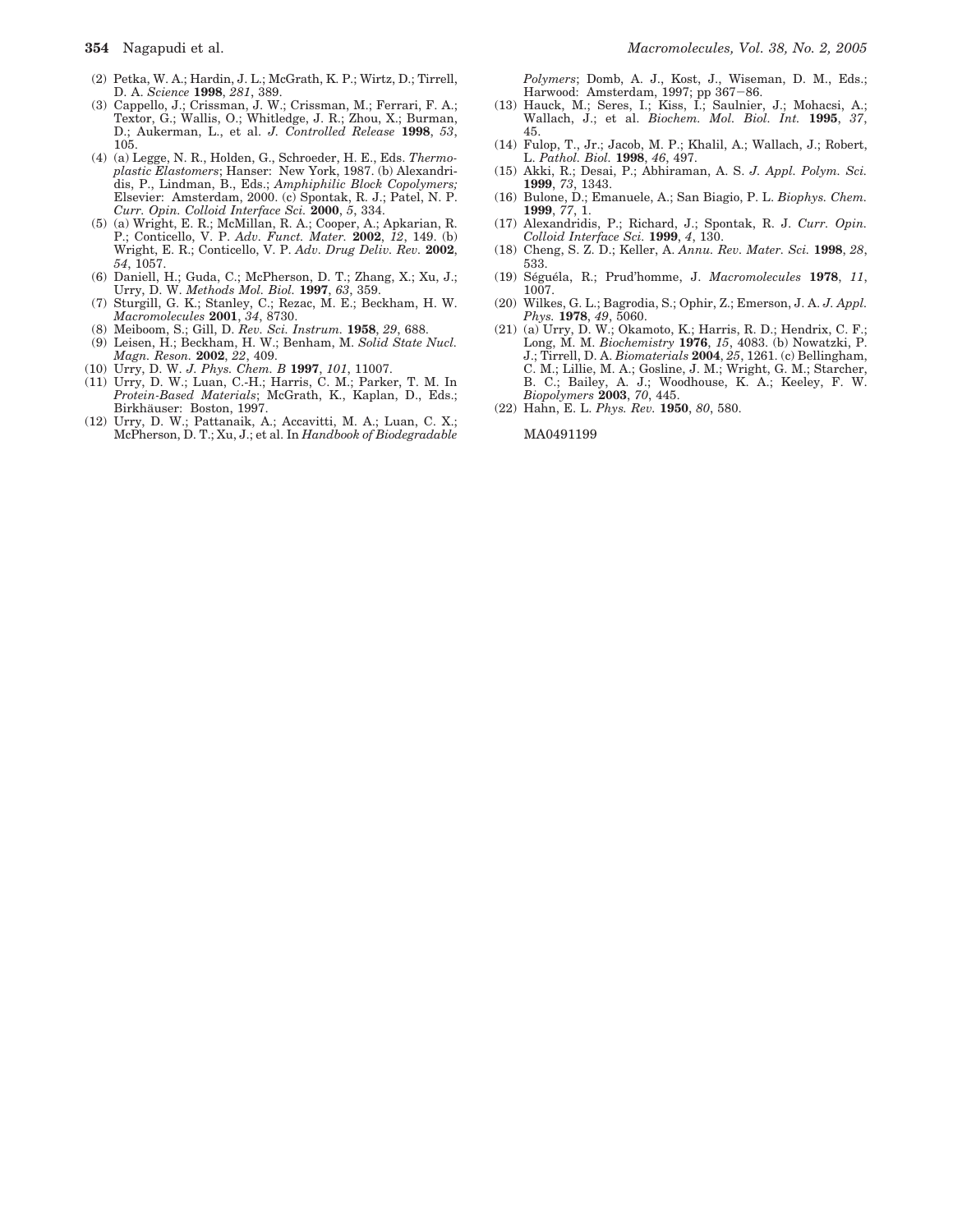(2) Petka, W. A.; Hardin, J. L.; McGrath, K. P.; Wirtz, D.; Tirrell, D. A. *Science* **1998**, *281*, 389.

(3) Cappello, J.; Crissman, J. W.; Crissman, M.; Ferrari, F. A.; Textor, G.; Wallis, O.; Whitledge, J. R.; Zhou, X.; Burman, D.; Aukerman, L., et al. *J. Controlled Release* **1998**, *53*, 105.

(4) (a) Legge, N. R., Holden, G., Schroeder, H. E., Eds. *Thermoplastic Elastomers*; Hanser: New York, 1987. (b) Alexandridis, P., Lindman, B., Eds.; *Amphiphilic Block Copolymers;* Elsevier: Amsterdam, 2000. (c) Spontak, R. J.; Patel, N. P. *Curr. Opin. Colloid Interface Sci.* **2000**, *5*, 334.

(5) (a) Wright, E. R.; McMillan, R. A.; Cooper, A.; Apkarian, R. P.; Conticello, V. P. *Adv. Funct. Mater.* **2002**, *12*, 149. (b) Wright, E. R.; Conticello, V. P. *Adv. Drug Deliv. Rev.* **2002**, *54*, 1057.

(6) Daniell, H.; Guda, C.; McPherson, D. T.; Zhang, X.; Xu, J.; Urry, D. W. *Methods Mol. Biol.* **1997**, *63*, 359.

(7) Sturgill, G. K.; Stanley, C.; Rezac, M. E.; Beckham, H. W. *Macromolecules* **2001**, *34*, 8730.

(8) Meiboom, S.; Gill, D. *Rev. Sci. Instrum.* **1958**, *29*, 688.

(9) Leisen, H.; Beckham, H. W.; Benham, M. *Solid State Nucl. Magn. Reson.* **2002**, *22*, 409.

(10) Urry, D. W. *J. Phys. Chem. B* **1997**, *101*, 11007.

(11) Urry, D. W.; Luan, C.-H.; Harris, C. M.; Parker, T. M. In *Protein-Based Materials*; McGrath, K., Kaplan, D., Eds.; Birkhäuser: Boston, 1997.

(12) Urry, D. W.; Pattanaik, A.; Accavitti, M. A.; Luan, C. X.; McPherson, D. T.; Xu, J.; et al. In *Handbook of Biodegradable Polymers*; Domb, A. J., Kost, J., Wiseman, D. M., Eds.; Harwood: Amsterdam, 1997; pp 367–86.

(13) Hauck, M.; Seres, I.; Kiss, I.; Saulnier, J.; Mohacsi, A.; Wallach, J.; et al. *Biochem. Mol. Biol. Int.* **1995**, *37*, 45.

(14) Fulop, T., Jr.; Jacob, M. P.; Khalil, A.; Wallach, J.; Robert, L. *Pathol. Biol.* **1998**, *46*, 497.

(15) Akki, R.; Desai, P.; Abhiraman, A. S. *J. Appl. Polym. Sci.* **1999**, *73*, 1343.

(16) Bulone, D.; Emanuele, A.; San Biagio, P. L. *Biophys. Chem.* **1999**, *77*, 1.

(17) Alexandridis, P.; Richard, J.; Spontak, R. J. *Curr. Opin. Colloid Interface Sci.* **1999**, *4*, 130.

(18) Cheng, S. Z. D.; Keller, A. *Annu. Rev. Mater. Sci.* **1998**, *28*, 533.

(19) Séguéla, R.; Prud'homme, J. *Macromolecules* **1978**, *11*, 1007.

(20) Wilkes, G. L.; Bagrodia, S.; Ophir, Z.; Emerson, J. A. *J. Appl. Phys.* **1978**, *49*, 5060.

(21) (a) Urry, D. W.; Okamoto, K.; Harris, R. D.; Hendrix, C. F.; Long, M. M. *Biochemistry* **1976**, *15*, 4083. (b) Nowatzki, P. J.; Tirrell, D. A. *Biomaterials* **2004**, *25*, 1261. (c) Bellingham, C. M.; Lillie, M. A.; Gosline, J. M.; Wright, G. M.; Starcher, B. C.; Bailey, A. J.; Woodhouse, K. A.; Keeley, F. W. *Biopolymers* **2003**, *70*, 445.

(22) Hahn, E. L. *Phys. Rev.* **1950**, *80*, 580.

MA0491199